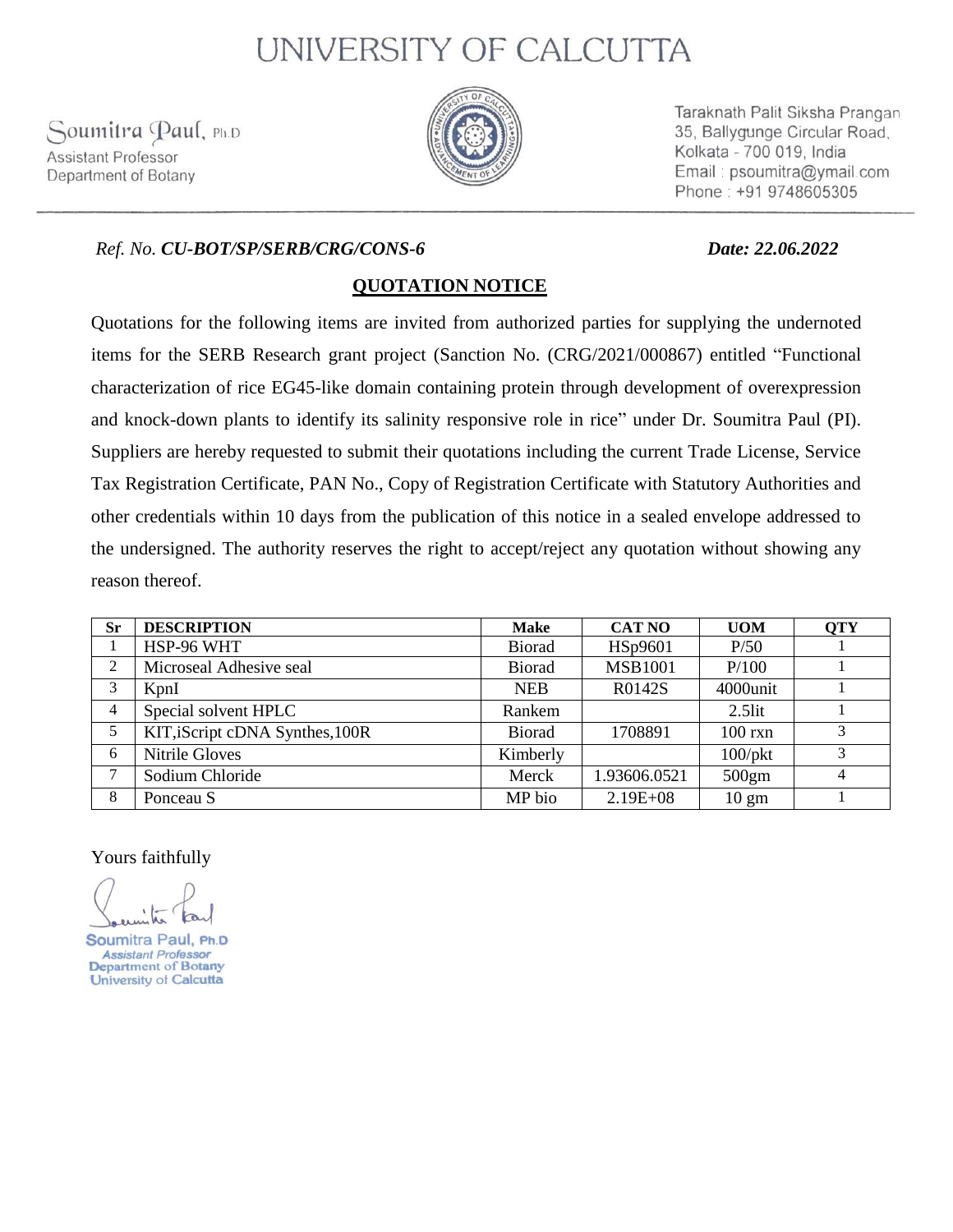# UNIVERSITY OF CALCUTTA

Soumitra Paul, Ph.D
Assistant Professor
Department of Botany

Taraknath Palit Siksha Prangan
35, Ballygunge Circular Road,
Kolkata - 700 019, India
Email : psoumitra@ymail.com
Phone : +91 9748605305

*Ref. No.* ***CU-BOT/SP/SERB/CRG/CONS-6*** ***Date: 22.06.2022***

## QUOTATION NOTICE

Quotations for the following items are invited from authorized parties for supplying the undernoted items for the SERB Research grant project (Sanction No. (CRG/2021/000867) entitled "Functional characterization of rice EG45-like domain containing protein through development of overexpression and knock-down plants to identify its salinity responsive role in rice" under Dr. Soumitra Paul (PI). Suppliers are hereby requested to submit their quotations including the current Trade License, Service Tax Registration Certificate, PAN No., Copy of Registration Certificate with Statutory Authorities and other credentials within 10 days from the publication of this notice in a sealed envelope addressed to the undersigned. The authority reserves the right to accept/reject any quotation without showing any reason thereof.

| Sr | DESCRIPTION | Make | CAT NO | UOM | QTY |
|---|---|---|---|---|---|
| 1 | HSP-96 WHT | Biorad | HSp9601 | P/50 | 1 |
| 2 | Microseal Adhesive seal | Biorad | MSB1001 | P/100 | 1 |
| 3 | KpnI | NEB | R0142S | 4000unit | 1 |
| 4 | Special solvent HPLC | Rankem | | 2.5lit | 1 |
| 5 | KIT,iScript cDNA Synthes,100R | Biorad | 1708891 | 100 rxn | 3 |
| 6 | Nitrile Gloves | Kimberly | | 100/pkt | 3 |
| 7 | Sodium Chloride | Merck | 1.93606.0521 | 500gm | 4 |
| 8 | Ponceau S | MP bio | 2.19E+08 | 10 gm | 1 |

Yours faithfully

Soumitra Paul, Ph.D
*Assistant Professor*
Department of Botany
University of Calcutta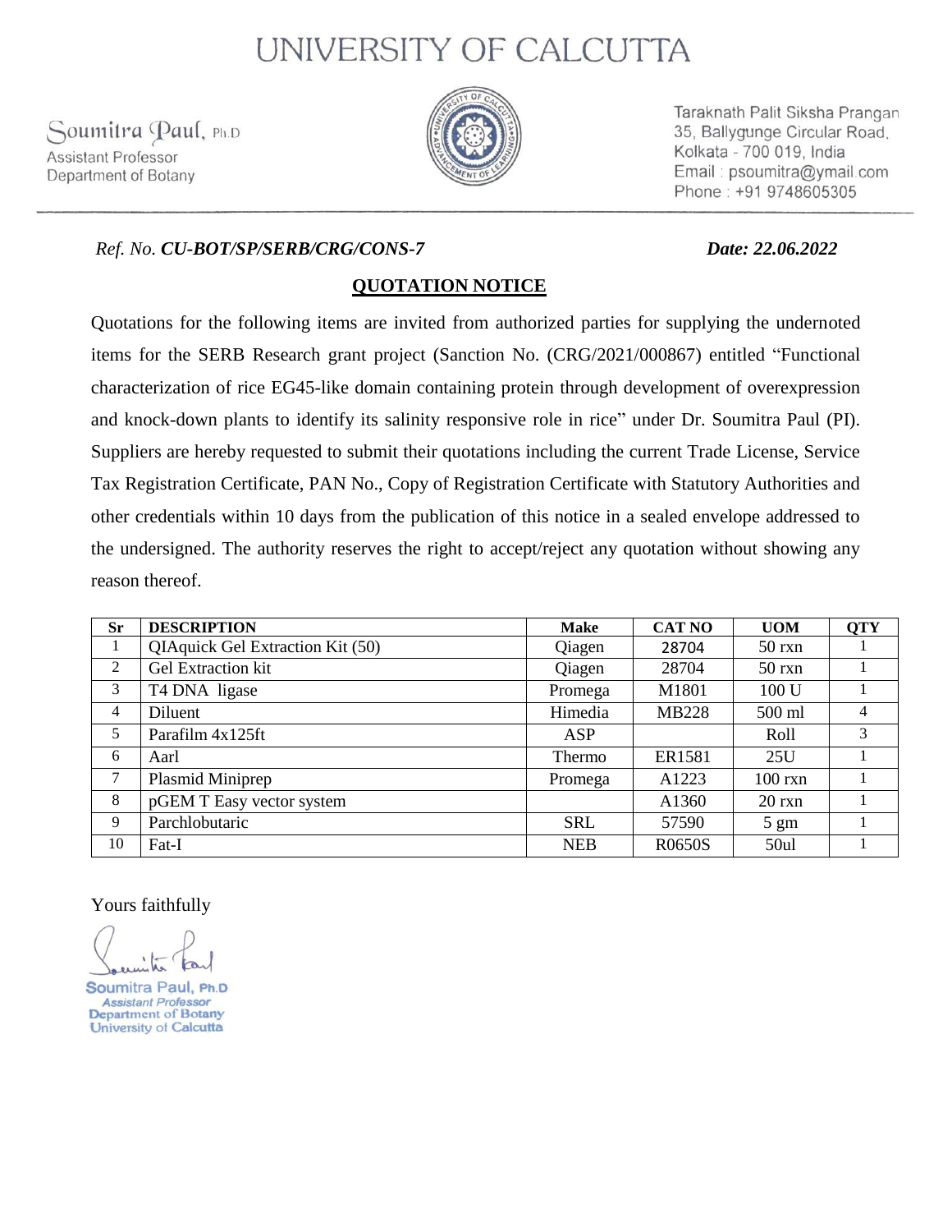# UNIVERSITY OF CALCUTTA

Soumitra Paul, Ph.D
Assistant Professor
Department of Botany

Taraknath Palit Siksha Prangan
35, Ballygunge Circular Road,
Kolkata - 700 019, India
Email : psoumitra@ymail.com
Phone : +91 9748605305

*Ref. No.* ***CU-BOT/SP/SERB/CRG/CONS-7*** ***Date: 22.06.2022***

## QUOTATION NOTICE

Quotations for the following items are invited from authorized parties for supplying the undernoted items for the SERB Research grant project (Sanction No. (CRG/2021/000867) entitled "Functional characterization of rice EG45-like domain containing protein through development of overexpression and knock-down plants to identify its salinity responsive role in rice" under Dr. Soumitra Paul (PI). Suppliers are hereby requested to submit their quotations including the current Trade License, Service Tax Registration Certificate, PAN No., Copy of Registration Certificate with Statutory Authorities and other credentials within 10 days from the publication of this notice in a sealed envelope addressed to the undersigned. The authority reserves the right to accept/reject any quotation without showing any reason thereof.

| Sr | DESCRIPTION | Make | CAT NO | UOM | QTY |
|---|---|---|---|---|---|
| 1 | QIAquick Gel Extraction Kit (50) | Qiagen | 28704 | 50 rxn | 1 |
| 2 | Gel Extraction kit | Qiagen | 28704 | 50 rxn | 1 |
| 3 | T4 DNA ligase | Promega | M1801 | 100 U | 1 |
| 4 | Diluent | Himedia | MB228 | 500 ml | 4 |
| 5 | Parafilm 4x125ft | ASP | | Roll | 3 |
| 6 | AarI | Thermo | ER1581 | 25U | 1 |
| 7 | Plasmid Miniprep | Promega | A1223 | 100 rxn | 1 |
| 8 | pGEM T Easy vector system | | A1360 | 20 rxn | 1 |
| 9 | Parchlobutaric | SRL | 57590 | 5 gm | 1 |
| 10 | Fat-I | NEB | R0650S | 50ul | 1 |

Yours faithfully

Soumitra Paul, Ph.D
*Assistant Professor*
Department of Botany
University of Calcutta